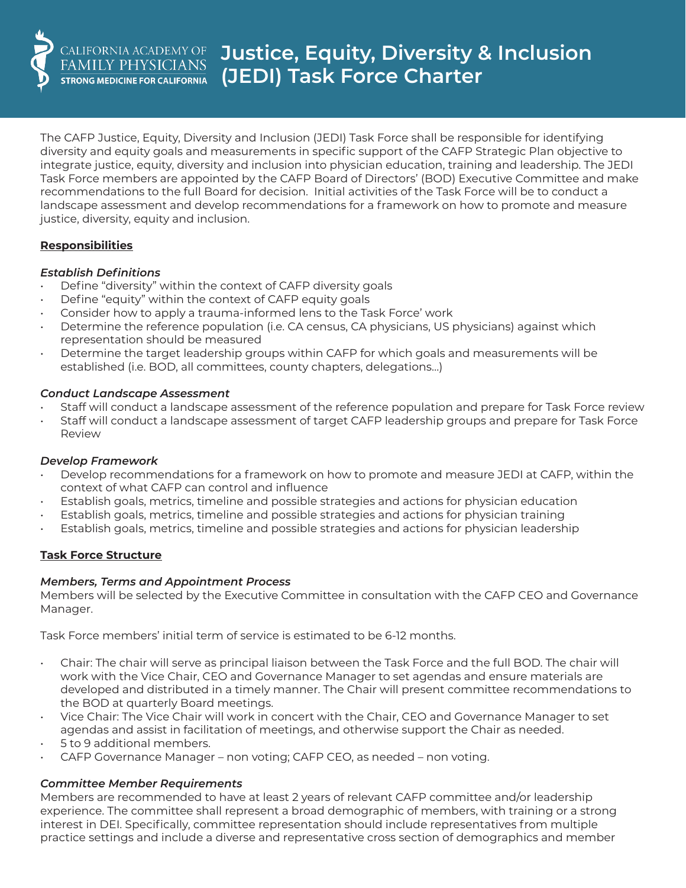CALIFORNIA ACADEMY OF FAMILY PHYSICIANS
STRONG MEDICINE FOR CALIFORNIA

# Justice, Equity, Diversity & Inclusion (JEDI) Task Force Charter

The CAFP Justice, Equity, Diversity and Inclusion (JEDI) Task Force shall be responsible for identifying diversity and equity goals and measurements in specific support of the CAFP Strategic Plan objective to integrate justice, equity, diversity and inclusion into physician education, training and leadership. The JEDI Task Force members are appointed by the CAFP Board of Directors' (BOD) Executive Committee and make recommendations to the full Board for decision. Initial activities of the Task Force will be to conduct a landscape assessment and develop recommendations for a framework on how to promote and measure justice, diversity, equity and inclusion.

## Responsibilities

### *Establish Definitions*

- Define "diversity" within the context of CAFP diversity goals
- Define "equity" within the context of CAFP equity goals
- Consider how to apply a trauma-informed lens to the Task Force' work
- Determine the reference population (i.e. CA census, CA physicians, US physicians) against which representation should be measured
- Determine the target leadership groups within CAFP for which goals and measurements will be established (i.e. BOD, all committees, county chapters, delegations...)

### *Conduct Landscape Assessment*

- Staff will conduct a landscape assessment of the reference population and prepare for Task Force review
- Staff will conduct a landscape assessment of target CAFP leadership groups and prepare for Task Force Review

### *Develop Framework*

- Develop recommendations for a framework on how to promote and measure JEDI at CAFP, within the context of what CAFP can control and influence
- Establish goals, metrics, timeline and possible strategies and actions for physician education
- Establish goals, metrics, timeline and possible strategies and actions for physician training
- Establish goals, metrics, timeline and possible strategies and actions for physician leadership

## Task Force Structure

### *Members, Terms and Appointment Process*

Members will be selected by the Executive Committee in consultation with the CAFP CEO and Governance Manager.

Task Force members' initial term of service is estimated to be 6-12 months.

- Chair: The chair will serve as principal liaison between the Task Force and the full BOD. The chair will work with the Vice Chair, CEO and Governance Manager to set agendas and ensure materials are developed and distributed in a timely manner. The Chair will present committee recommendations to the BOD at quarterly Board meetings.
- Vice Chair: The Vice Chair will work in concert with the Chair, CEO and Governance Manager to set agendas and assist in facilitation of meetings, and otherwise support the Chair as needed.
- 5 to 9 additional members.
- CAFP Governance Manager – non voting; CAFP CEO, as needed – non voting.

### *Committee Member Requirements*

Members are recommended to have at least 2 years of relevant CAFP committee and/or leadership experience. The committee shall represent a broad demographic of members, with training or a strong interest in DEI. Specifically, committee representation should include representatives from multiple practice settings and include a diverse and representative cross section of demographics and member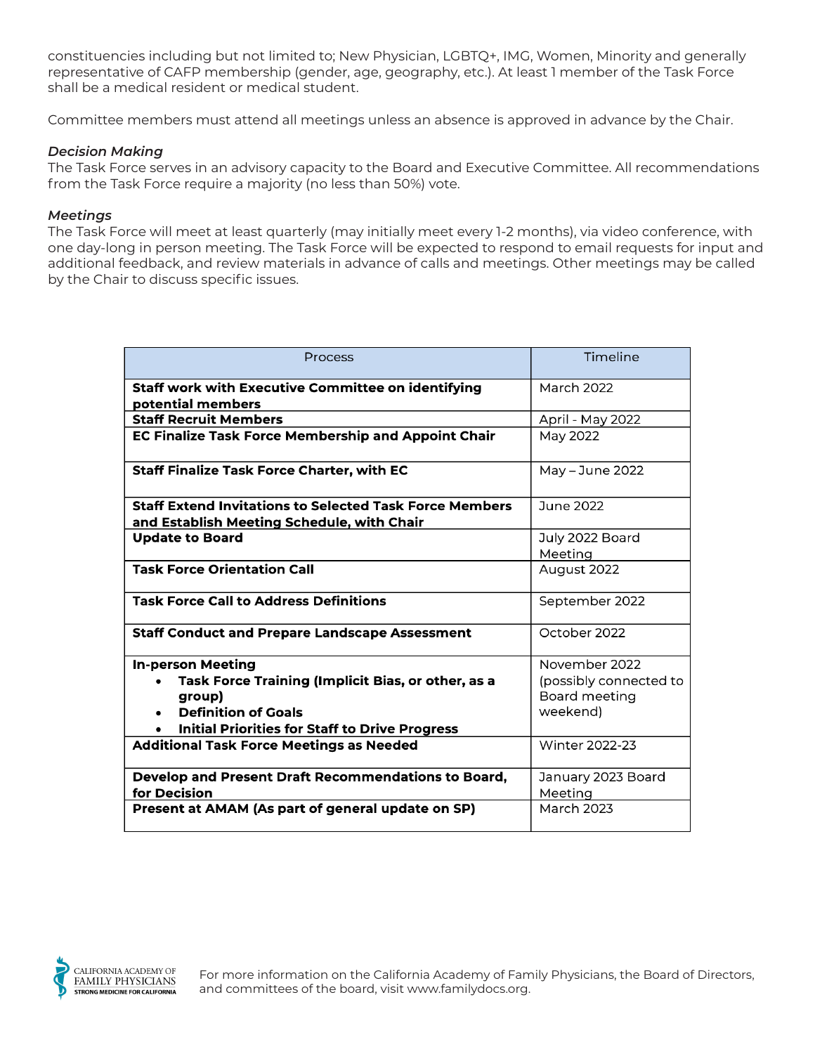constituencies including but not limited to; New Physician, LGBTQ+, IMG, Women, Minority and generally representative of CAFP membership (gender, age, geography, etc.). At least 1 member of the Task Force shall be a medical resident or medical student.

Committee members must attend all meetings unless an absence is approved in advance by the Chair.

### *Decision Making*

The Task Force serves in an advisory capacity to the Board and Executive Committee. All recommendations from the Task Force require a majority (no less than 50%) vote.

### *Meetings*

The Task Force will meet at least quarterly (may initially meet every 1-2 months), via video conference, with one day-long in person meeting. The Task Force will be expected to respond to email requests for input and additional feedback, and review materials in advance of calls and meetings. Other meetings may be called by the Chair to discuss specific issues.

| Process | Timeline |
|---|---|
| **Staff work with Executive Committee on identifying potential members** | March 2022 |
| **Staff Recruit Members** | April - May 2022 |
| **EC Finalize Task Force Membership and Appoint Chair** | May 2022 |
| **Staff Finalize Task Force Charter, with EC** | May – June 2022 |
| **Staff Extend Invitations to Selected Task Force Members and Establish Meeting Schedule, with Chair** | June 2022 |
| **Update to Board** | July 2022 Board Meeting |
| **Task Force Orientation Call** | August 2022 |
| **Task Force Call to Address Definitions** | September 2022 |
| **Staff Conduct and Prepare Landscape Assessment** | October 2022 |
| **In-person Meeting**<br>• **Task Force Training (Implicit Bias, or other, as a group)**<br>• **Definition of Goals**<br>• **Initial Priorities for Staff to Drive Progress** | November 2022 (possibly connected to Board meeting weekend) |
| **Additional Task Force Meetings as Needed** | Winter 2022-23 |
| **Develop and Present Draft Recommendations to Board, for Decision** | January 2023 Board Meeting |
| **Present at AMAM (As part of general update on SP)** | March 2023 |

For more information on the California Academy of Family Physicians, the Board of Directors, and committees of the board, visit www.familydocs.org.